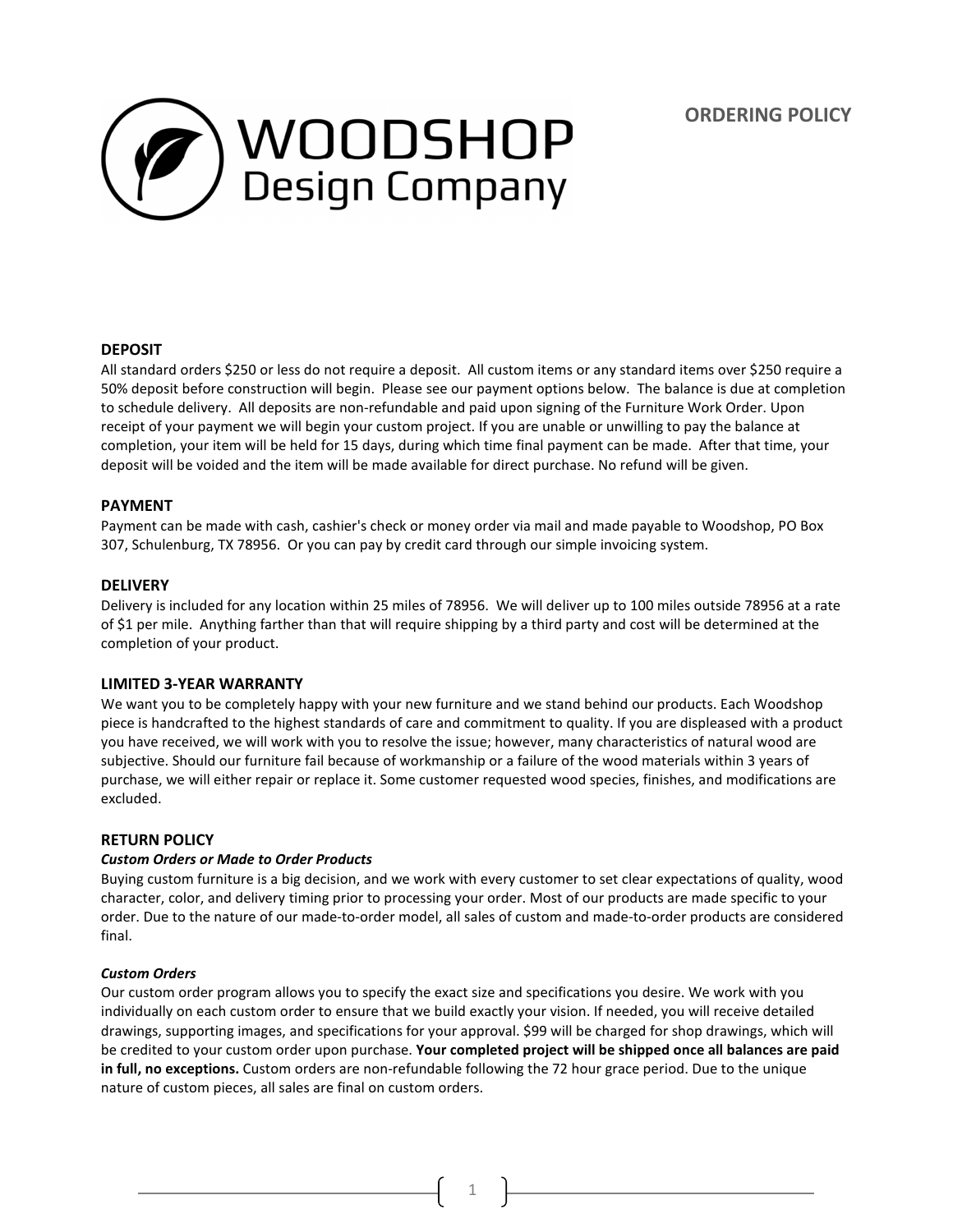WOODSHOP
Design Company

# ORDERING POLICY

## DEPOSIT

All standard orders $250 or less do not require a deposit. All custom items or any standard items over $250 require a 50% deposit before construction will begin. Please see our payment options below. The balance is due at completion to schedule delivery. All deposits are non-refundable and paid upon signing of the Furniture Work Order. Upon receipt of your payment we will begin your custom project. If you are unable or unwilling to pay the balance at completion, your item will be held for 15 days, during which time final payment can be made. After that time, your deposit will be voided and the item will be made available for direct purchase. No refund will be given.

## PAYMENT

Payment can be made with cash, cashier's check or money order via mail and made payable to Woodshop, PO Box 307, Schulenburg, TX 78956. Or you can pay by credit card through our simple invoicing system.

## DELIVERY

Delivery is included for any location within 25 miles of 78956. We will deliver up to 100 miles outside 78956 at a rate of $1 per mile. Anything farther than that will require shipping by a third party and cost will be determined at the completion of your product.

## LIMITED 3-YEAR WARRANTY

We want you to be completely happy with your new furniture and we stand behind our products. Each Woodshop piece is handcrafted to the highest standards of care and commitment to quality. If you are displeased with a product you have received, we will work with you to resolve the issue; however, many characteristics of natural wood are subjective. Should our furniture fail because of workmanship or a failure of the wood materials within 3 years of purchase, we will either repair or replace it. Some customer requested wood species, finishes, and modifications are excluded.

## RETURN POLICY

***Custom Orders or Made to Order Products***

Buying custom furniture is a big decision, and we work with every customer to set clear expectations of quality, wood character, color, and delivery timing prior to processing your order. Most of our products are made specific to your order. Due to the nature of our made-to-order model, all sales of custom and made-to-order products are considered final.

***Custom Orders***

Our custom order program allows you to specify the exact size and specifications you desire. We work with you individually on each custom order to ensure that we build exactly your vision. If needed, you will receive detailed drawings, supporting images, and specifications for your approval. $99 will be charged for shop drawings, which will be credited to your custom order upon purchase. **Your completed project will be shipped once all balances are paid in full, no exceptions.** Custom orders are non-refundable following the 72 hour grace period. Due to the unique nature of custom pieces, all sales are final on custom orders.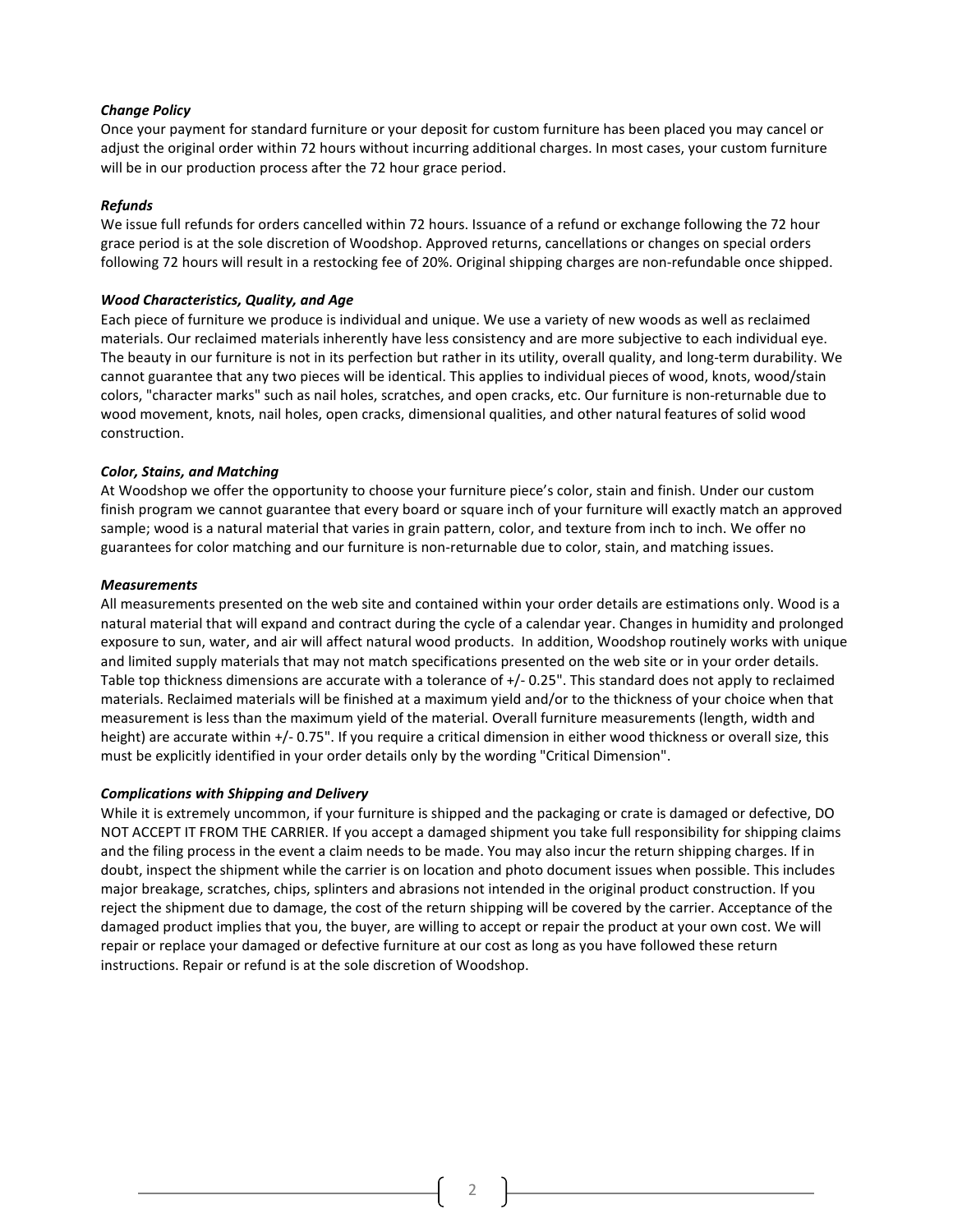***Change Policy***

Once your payment for standard furniture or your deposit for custom furniture has been placed you may cancel or adjust the original order within 72 hours without incurring additional charges. In most cases, your custom furniture will be in our production process after the 72 hour grace period.

***Refunds***

We issue full refunds for orders cancelled within 72 hours. Issuance of a refund or exchange following the 72 hour grace period is at the sole discretion of Woodshop. Approved returns, cancellations or changes on special orders following 72 hours will result in a restocking fee of 20%. Original shipping charges are non-refundable once shipped.

***Wood Characteristics, Quality, and Age***

Each piece of furniture we produce is individual and unique. We use a variety of new woods as well as reclaimed materials. Our reclaimed materials inherently have less consistency and are more subjective to each individual eye. The beauty in our furniture is not in its perfection but rather in its utility, overall quality, and long-term durability. We cannot guarantee that any two pieces will be identical. This applies to individual pieces of wood, knots, wood/stain colors, "character marks" such as nail holes, scratches, and open cracks, etc. Our furniture is non-returnable due to wood movement, knots, nail holes, open cracks, dimensional qualities, and other natural features of solid wood construction.

***Color, Stains, and Matching***

At Woodshop we offer the opportunity to choose your furniture piece's color, stain and finish. Under our custom finish program we cannot guarantee that every board or square inch of your furniture will exactly match an approved sample; wood is a natural material that varies in grain pattern, color, and texture from inch to inch. We offer no guarantees for color matching and our furniture is non-returnable due to color, stain, and matching issues.

***Measurements***

All measurements presented on the web site and contained within your order details are estimations only. Wood is a natural material that will expand and contract during the cycle of a calendar year. Changes in humidity and prolonged exposure to sun, water, and air will affect natural wood products. In addition, Woodshop routinely works with unique and limited supply materials that may not match specifications presented on the web site or in your order details. Table top thickness dimensions are accurate with a tolerance of +/- 0.25". This standard does not apply to reclaimed materials. Reclaimed materials will be finished at a maximum yield and/or to the thickness of your choice when that measurement is less than the maximum yield of the material. Overall furniture measurements (length, width and height) are accurate within +/- 0.75". If you require a critical dimension in either wood thickness or overall size, this must be explicitly identified in your order details only by the wording "Critical Dimension".

***Complications with Shipping and Delivery***

While it is extremely uncommon, if your furniture is shipped and the packaging or crate is damaged or defective, DO NOT ACCEPT IT FROM THE CARRIER. If you accept a damaged shipment you take full responsibility for shipping claims and the filing process in the event a claim needs to be made. You may also incur the return shipping charges. If in doubt, inspect the shipment while the carrier is on location and photo document issues when possible. This includes major breakage, scratches, chips, splinters and abrasions not intended in the original product construction. If you reject the shipment due to damage, the cost of the return shipping will be covered by the carrier. Acceptance of the damaged product implies that you, the buyer, are willing to accept or repair the product at your own cost. We will repair or replace your damaged or defective furniture at our cost as long as you have followed these return instructions. Repair or refund is at the sole discretion of Woodshop.